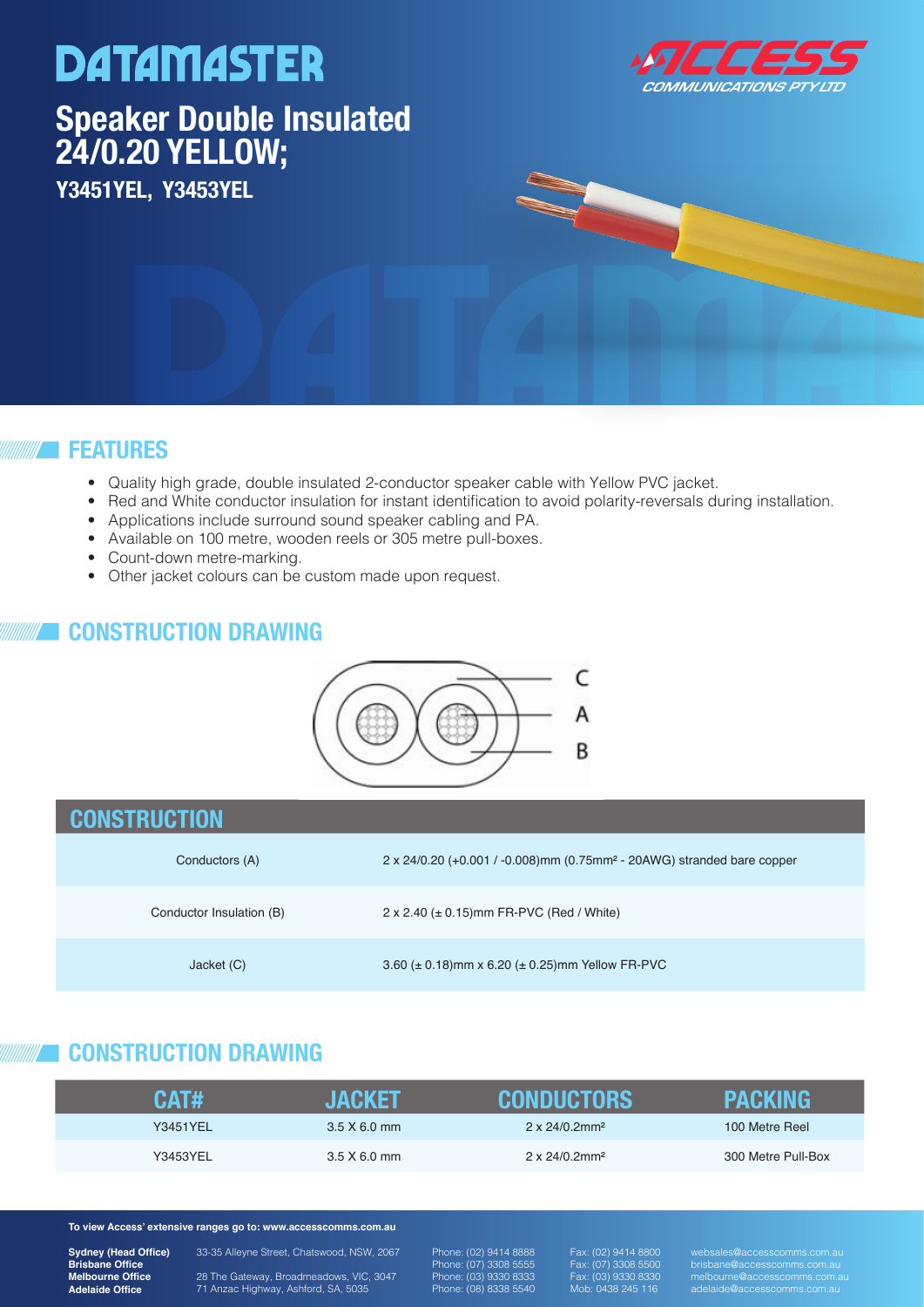# DATAMASTER

## Speaker Double Insulated 24/0.20 YELLOW;

**Y3451YEL, Y3453YEL**

ACCESS COMMUNICATIONS PTY LTD

## FEATURES

- Quality high grade, double insulated 2-conductor speaker cable with Yellow PVC jacket.
- Red and White conductor insulation for instant identification to avoid polarity-reversals during installation.
- Applications include surround sound speaker cabling and PA.
- Available on 100 metre, wooden reels or 305 metre pull-boxes.
- Count-down metre-marking.
- Other jacket colours can be custom made upon request.

## CONSTRUCTION DRAWING

C
A
B

## CONSTRUCTION

| | |
|---|---|
| Conductors (A) | 2 x 24/0.20 (+0.001 / -0.008)mm (0.75mm² - 20AWG) stranded bare copper |
| Conductor Insulation (B) | 2 x 2.40 (± 0.15)mm FR-PVC (Red / White) |
| Jacket (C) | 3.60 (± 0.18)mm x 6.20 (± 0.25)mm Yellow FR-PVC |

## CONSTRUCTION DRAWING

| CAT# | JACKET | CONDUCTORS | PACKING |
|---|---|---|---|
| Y3451YEL | 3.5 X 6.0 mm | 2 x 24/0.2mm² | 100 Metre Reel |
| Y3453YEL | 3.5 X 6.0 mm | 2 x 24/0.2mm² | 300 Metre Pull-Box |

**To view Access' extensive ranges go to: www.accesscomms.com.au**

| | | | | |
|---|---|---|---|---|
| **Sydney (Head Office)** | 33-35 Alleyne Street, Chatswood, NSW, 2067 | Phone: (02) 9414 8888 | Fax: (02) 9414 8800 | websales@accesscomms.com.au |
| **Brisbane Office** | | Phone: (07) 3308 5555 | Fax: (07) 3308 5500 | brisbane@accesscomms.com.au |
| **Melbourne Office** | 28 The Gateway, Broadmeadows, VIC, 3047 | Phone: (03) 9330 8333 | Fax: (03) 9330 8330 | melbourne@accesscomms.com.au |
| **Adelaide Office** | 71 Anzac Highway, Ashford, SA, 5035 | Phone: (08) 8338 5540 | Mob: 0438 245 116 | adelaide@accesscomms.com.au |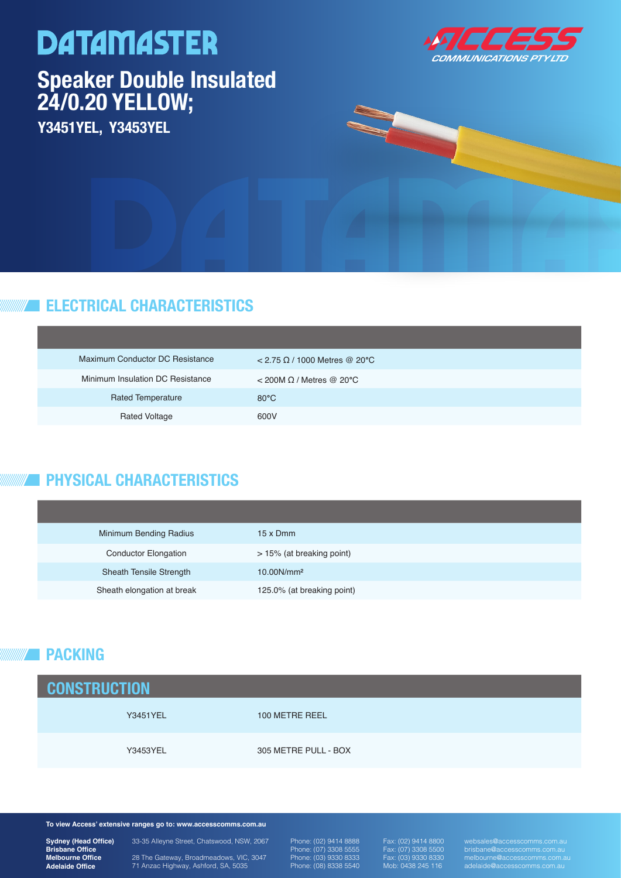# DATAMASTER

## Speaker Double Insulated 24/0.20 YELLOW;

**Y3451YEL, Y3453YEL**

ACCESS COMMUNICATIONS PTY LTD

## ELECTRICAL CHARACTERISTICS

| | |
|---|---|
| Maximum Conductor DC Resistance | < 2.75 Ω / 1000 Metres @ 20°C |
| Minimum Insulation DC Resistance | < 200M Ω / Metres @ 20°C |
| Rated Temperature | 80°C |
| Rated Voltage | 600V |

## PHYSICAL CHARACTERISTICS

| | |
|---|---|
| Minimum Bending Radius | 15 x Dmm |
| Conductor Elongation | > 15% (at breaking point) |
| Sheath Tensile Strength | 10.00N/mm² |
| Sheath elongation at break | 125.0% (at breaking point) |

## PACKING

| CONSTRUCTION | |
|---|---|
| Y3451YEL | 100 METRE REEL |
| Y3453YEL | 305 METRE PULL - BOX |

**To view Access' extensive ranges go to: www.accesscomms.com.au**

**Sydney (Head Office)** 33-35 Alleyne Street, Chatswood, NSW, 2067 Phone: (02) 9414 8888 Fax: (02) 9414 8800 websales@accesscomms.com.au
**Brisbane Office** Phone: (07) 3308 5555 Fax: (07) 3308 5500 brisbane@accesscomms.com.au
**Melbourne Office** 28 The Gateway, Broadmeadows, VIC, 3047 Phone: (03) 9330 8333 Fax: (03) 9330 8330 melbourne@accesscomms.com.au
**Adelaide Office** 71 Anzac Highway, Ashford, SA, 5035 Phone: (08) 8338 5540 Mob: 0438 245 116 adelaide@accesscomms.com.au